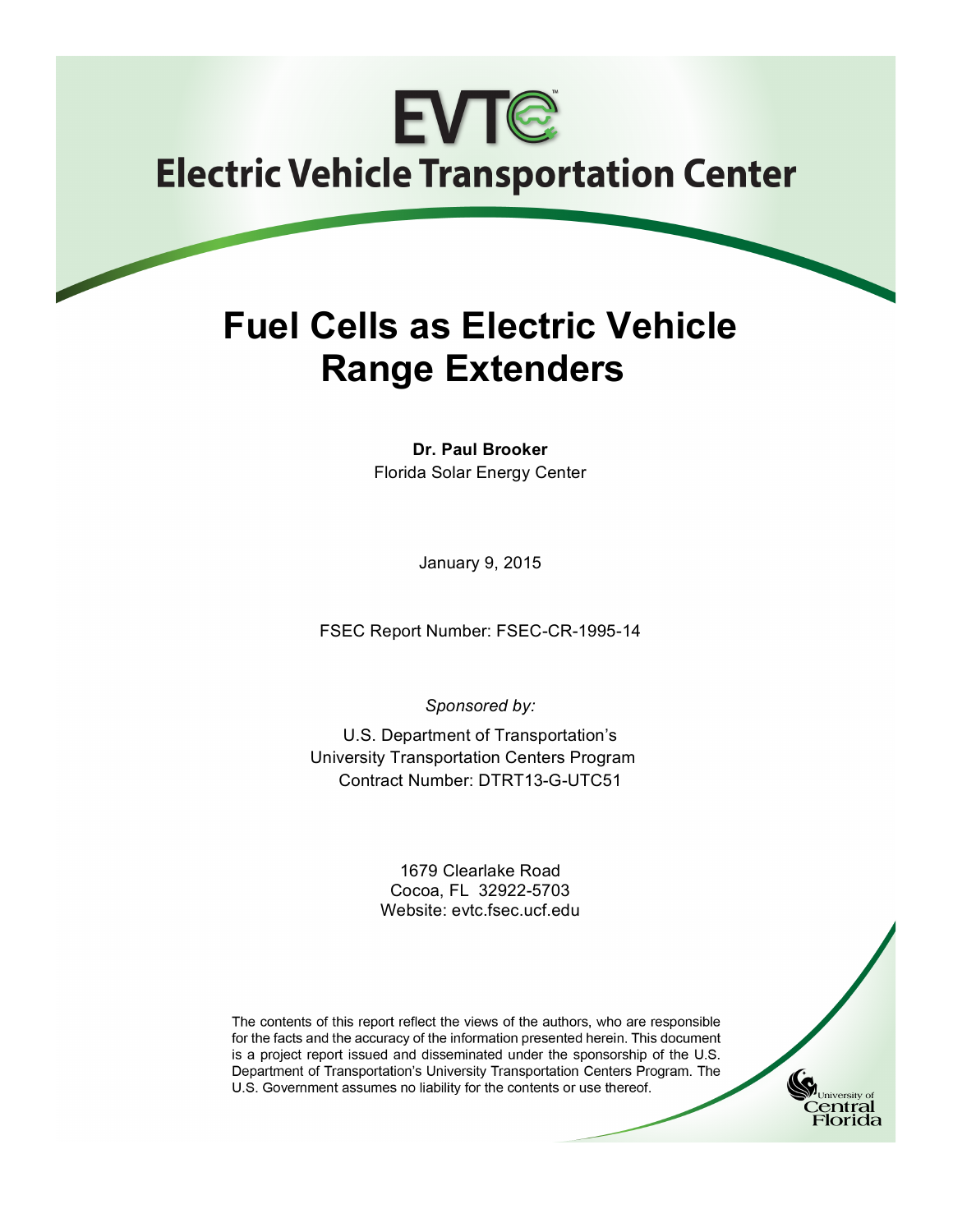# EVTC

## Electric Vehicle Transportation Center

# Fuel Cells as Electric Vehicle Range Extenders

**Dr. Paul Brooker**
Florida Solar Energy Center

January 9, 2015

FSEC Report Number: FSEC-CR-1995-14

*Sponsored by:*

U.S. Department of Transportation's
University Transportation Centers Program
Contract Number: DTRT13-G-UTC51

1679 Clearlake Road
Cocoa, FL 32922-5703
Website: evtc.fsec.ucf.edu

The contents of this report reflect the views of the authors, who are responsible for the facts and the accuracy of the information presented herein. This document is a project report issued and disseminated under the sponsorship of the U.S. Department of Transportation's University Transportation Centers Program. The U.S. Government assumes no liability for the contents or use thereof.

University of Central Florida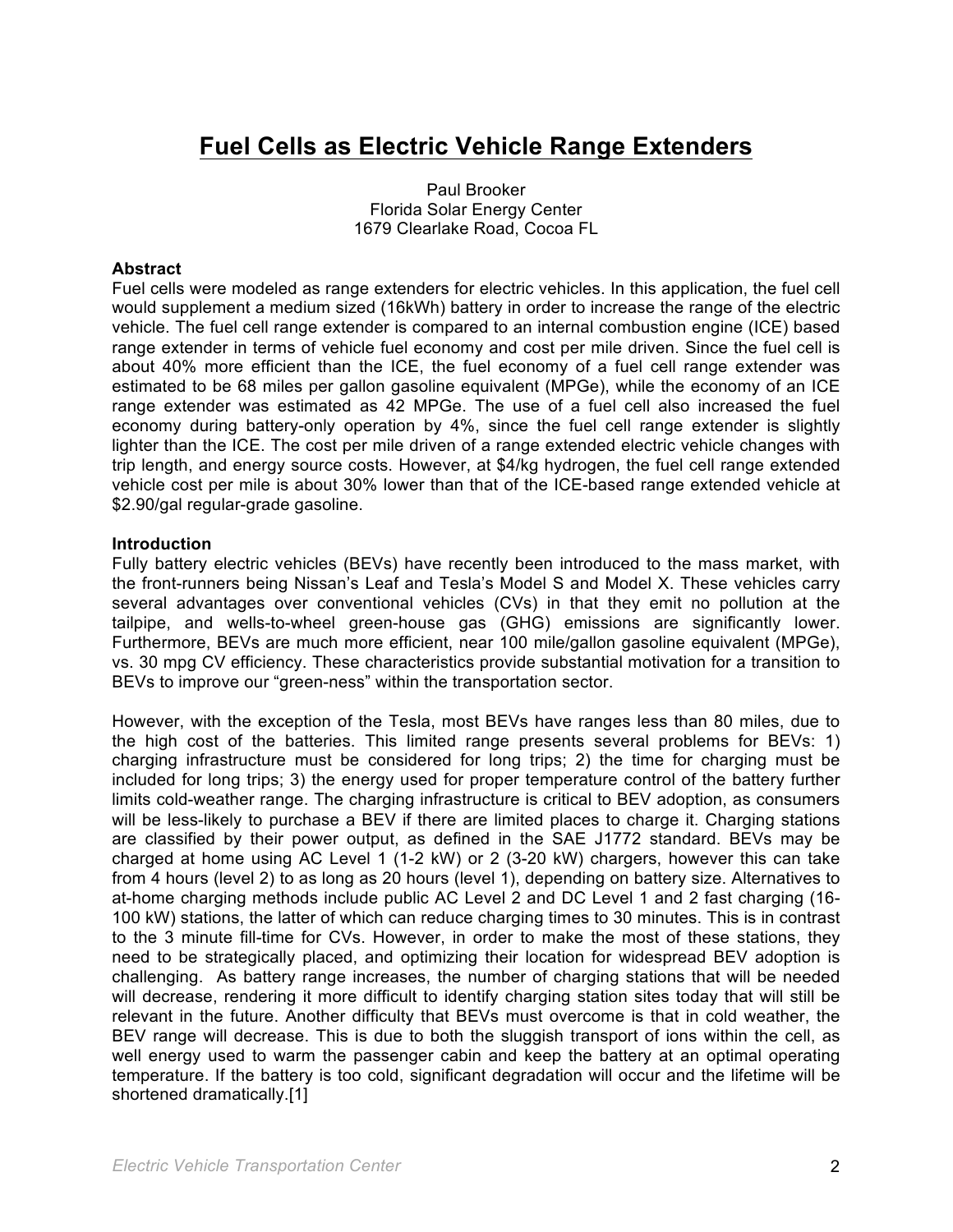# Fuel Cells as Electric Vehicle Range Extenders

Paul Brooker
Florida Solar Energy Center
1679 Clearlake Road, Cocoa FL

**Abstract**

Fuel cells were modeled as range extenders for electric vehicles. In this application, the fuel cell would supplement a medium sized (16kWh) battery in order to increase the range of the electric vehicle. The fuel cell range extender is compared to an internal combustion engine (ICE) based range extender in terms of vehicle fuel economy and cost per mile driven. Since the fuel cell is about 40% more efficient than the ICE, the fuel economy of a fuel cell range extender was estimated to be 68 miles per gallon gasoline equivalent (MPGe), while the economy of an ICE range extender was estimated as 42 MPGe. The use of a fuel cell also increased the fuel economy during battery-only operation by 4%, since the fuel cell range extender is slightly lighter than the ICE. The cost per mile driven of a range extended electric vehicle changes with trip length, and energy source costs. However, at $4/kg hydrogen, the fuel cell range extended vehicle cost per mile is about 30% lower than that of the ICE-based range extended vehicle at $2.90/gal regular-grade gasoline.

**Introduction**

Fully battery electric vehicles (BEVs) have recently been introduced to the mass market, with the front-runners being Nissan's Leaf and Tesla's Model S and Model X. These vehicles carry several advantages over conventional vehicles (CVs) in that they emit no pollution at the tailpipe, and wells-to-wheel green-house gas (GHG) emissions are significantly lower. Furthermore, BEVs are much more efficient, near 100 mile/gallon gasoline equivalent (MPGe), vs. 30 mpg CV efficiency. These characteristics provide substantial motivation for a transition to BEVs to improve our "green-ness" within the transportation sector.

However, with the exception of the Tesla, most BEVs have ranges less than 80 miles, due to the high cost of the batteries. This limited range presents several problems for BEVs: 1) charging infrastructure must be considered for long trips; 2) the time for charging must be included for long trips; 3) the energy used for proper temperature control of the battery further limits cold-weather range. The charging infrastructure is critical to BEV adoption, as consumers will be less-likely to purchase a BEV if there are limited places to charge it. Charging stations are classified by their power output, as defined in the SAE J1772 standard. BEVs may be charged at home using AC Level 1 (1-2 kW) or 2 (3-20 kW) chargers, however this can take from 4 hours (level 2) to as long as 20 hours (level 1), depending on battery size. Alternatives to at-home charging methods include public AC Level 2 and DC Level 1 and 2 fast charging (16-100 kW) stations, the latter of which can reduce charging times to 30 minutes. This is in contrast to the 3 minute fill-time for CVs. However, in order to make the most of these stations, they need to be strategically placed, and optimizing their location for widespread BEV adoption is challenging. As battery range increases, the number of charging stations that will be needed will decrease, rendering it more difficult to identify charging station sites today that will still be relevant in the future. Another difficulty that BEVs must overcome is that in cold weather, the BEV range will decrease. This is due to both the sluggish transport of ions within the cell, as well energy used to warm the passenger cabin and keep the battery at an optimal operating temperature. If the battery is too cold, significant degradation will occur and the lifetime will be shortened dramatically.[1]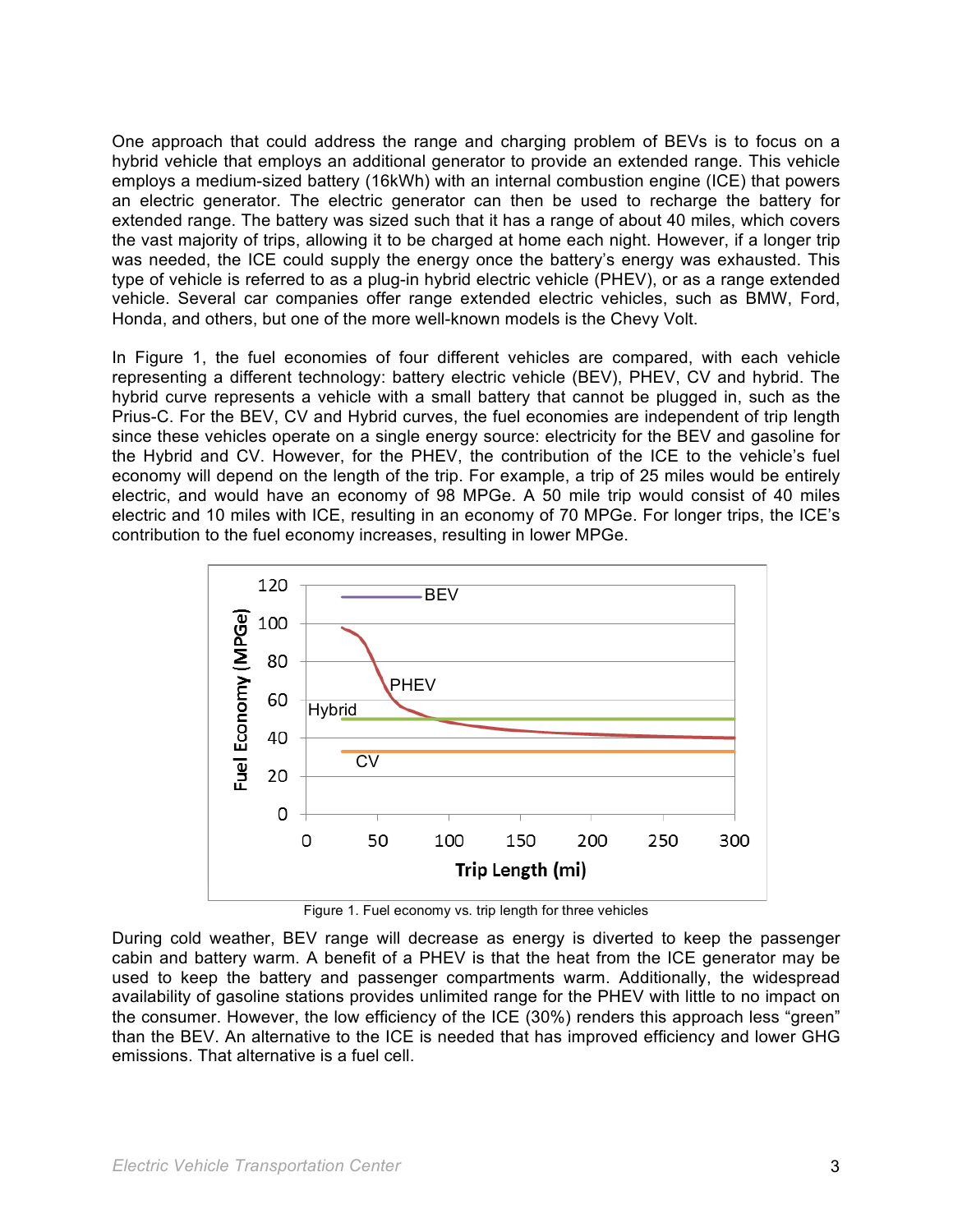One approach that could address the range and charging problem of BEVs is to focus on a hybrid vehicle that employs an additional generator to provide an extended range. This vehicle employs a medium-sized battery (16kWh) with an internal combustion engine (ICE) that powers an electric generator. The electric generator can then be used to recharge the battery for extended range. The battery was sized such that it has a range of about 40 miles, which covers the vast majority of trips, allowing it to be charged at home each night. However, if a longer trip was needed, the ICE could supply the energy once the battery's energy was exhausted. This type of vehicle is referred to as a plug-in hybrid electric vehicle (PHEV), or as a range extended vehicle. Several car companies offer range extended electric vehicles, such as BMW, Ford, Honda, and others, but one of the more well-known models is the Chevy Volt.

In Figure 1, the fuel economies of four different vehicles are compared, with each vehicle representing a different technology: battery electric vehicle (BEV), PHEV, CV and hybrid. The hybrid curve represents a vehicle with a small battery that cannot be plugged in, such as the Prius-C. For the BEV, CV and Hybrid curves, the fuel economies are independent of trip length since these vehicles operate on a single energy source: electricity for the BEV and gasoline for the Hybrid and CV. However, for the PHEV, the contribution of the ICE to the vehicle's fuel economy will depend on the length of the trip. For example, a trip of 25 miles would be entirely electric, and would have an economy of 98 MPGe. A 50 mile trip would consist of 40 miles electric and 10 miles with ICE, resulting in an economy of 70 MPGe. For longer trips, the ICE's contribution to the fuel economy increases, resulting in lower MPGe.

Figure 1. Fuel economy vs. trip length for three vehicles

During cold weather, BEV range will decrease as energy is diverted to keep the passenger cabin and battery warm. A benefit of a PHEV is that the heat from the ICE generator may be used to keep the battery and passenger compartments warm. Additionally, the widespread availability of gasoline stations provides unlimited range for the PHEV with little to no impact on the consumer. However, the low efficiency of the ICE (30%) renders this approach less "green" than the BEV. An alternative to the ICE is needed that has improved efficiency and lower GHG emissions. That alternative is a fuel cell.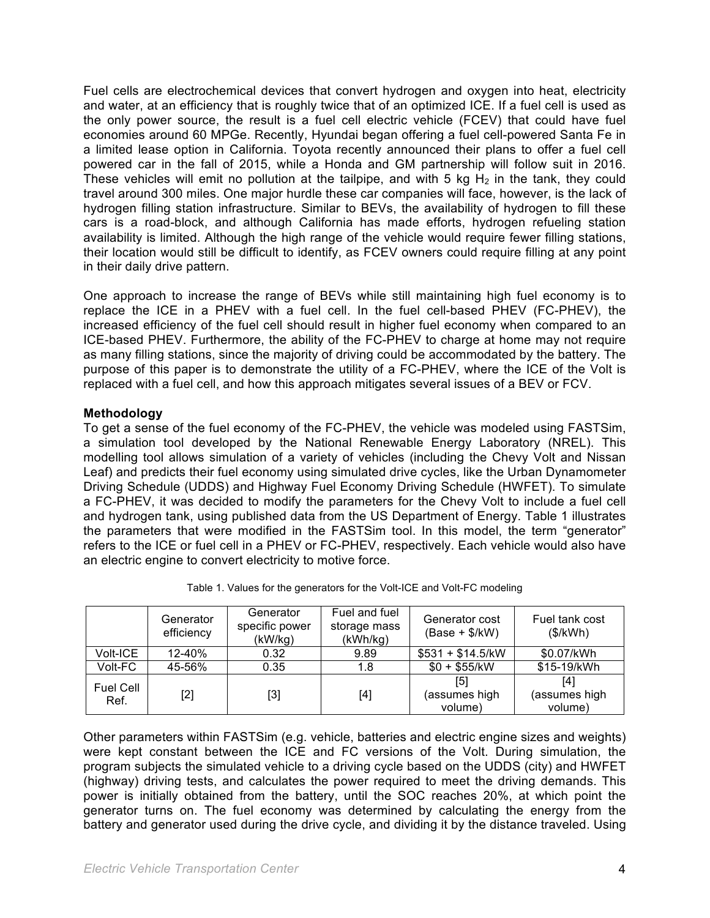Fuel cells are electrochemical devices that convert hydrogen and oxygen into heat, electricity and water, at an efficiency that is roughly twice that of an optimized ICE. If a fuel cell is used as the only power source, the result is a fuel cell electric vehicle (FCEV) that could have fuel economies around 60 MPGe. Recently, Hyundai began offering a fuel cell-powered Santa Fe in a limited lease option in California. Toyota recently announced their plans to offer a fuel cell powered car in the fall of 2015, while a Honda and GM partnership will follow suit in 2016. These vehicles will emit no pollution at the tailpipe, and with 5 kg $H_2$ in the tank, they could travel around 300 miles. One major hurdle these car companies will face, however, is the lack of hydrogen filling station infrastructure. Similar to BEVs, the availability of hydrogen to fill these cars is a road-block, and although California has made efforts, hydrogen refueling station availability is limited. Although the high range of the vehicle would require fewer filling stations, their location would still be difficult to identify, as FCEV owners could require filling at any point in their daily drive pattern.

One approach to increase the range of BEVs while still maintaining high fuel economy is to replace the ICE in a PHEV with a fuel cell. In the fuel cell-based PHEV (FC-PHEV), the increased efficiency of the fuel cell should result in higher fuel economy when compared to an ICE-based PHEV. Furthermore, the ability of the FC-PHEV to charge at home may not require as many filling stations, since the majority of driving could be accommodated by the battery. The purpose of this paper is to demonstrate the utility of a FC-PHEV, where the ICE of the Volt is replaced with a fuel cell, and how this approach mitigates several issues of a BEV or FCV.

**Methodology**

To get a sense of the fuel economy of the FC-PHEV, the vehicle was modeled using FASTSim, a simulation tool developed by the National Renewable Energy Laboratory (NREL). This modelling tool allows simulation of a variety of vehicles (including the Chevy Volt and Nissan Leaf) and predicts their fuel economy using simulated drive cycles, like the Urban Dynamometer Driving Schedule (UDDS) and Highway Fuel Economy Driving Schedule (HWFET). To simulate a FC-PHEV, it was decided to modify the parameters for the Chevy Volt to include a fuel cell and hydrogen tank, using published data from the US Department of Energy. Table 1 illustrates the parameters that were modified in the FASTSim tool. In this model, the term "generator" refers to the ICE or fuel cell in a PHEV or FC-PHEV, respectively. Each vehicle would also have an electric engine to convert electricity to motive force.

Table 1. Values for the generators for the Volt-ICE and Volt-FC modeling

| | Generator efficiency | Generator specific power (kW/kg) | Fuel and fuel storage mass (kWh/kg) | Generator cost (Base + $/kW) | Fuel tank cost ($/kWh) |
|---|---|---|---|---|---|
| Volt-ICE | 12-40% | 0.32 | 9.89 | $531 + $14.5/kW | $0.07/kWh |
| Volt-FC | 45-56% | 0.35 | 1.8 | $0 + $55/kW | $15-19/kWh |
| Fuel Cell Ref. | [2] | [3] | [4] | [5] (assumes high volume) | [4] (assumes high volume) |

Other parameters within FASTSim (e.g. vehicle, batteries and electric engine sizes and weights) were kept constant between the ICE and FC versions of the Volt. During simulation, the program subjects the simulated vehicle to a driving cycle based on the UDDS (city) and HWFET (highway) driving tests, and calculates the power required to meet the driving demands. This power is initially obtained from the battery, until the SOC reaches 20%, at which point the generator turns on. The fuel economy was determined by calculating the energy from the battery and generator used during the drive cycle, and dividing it by the distance traveled. Using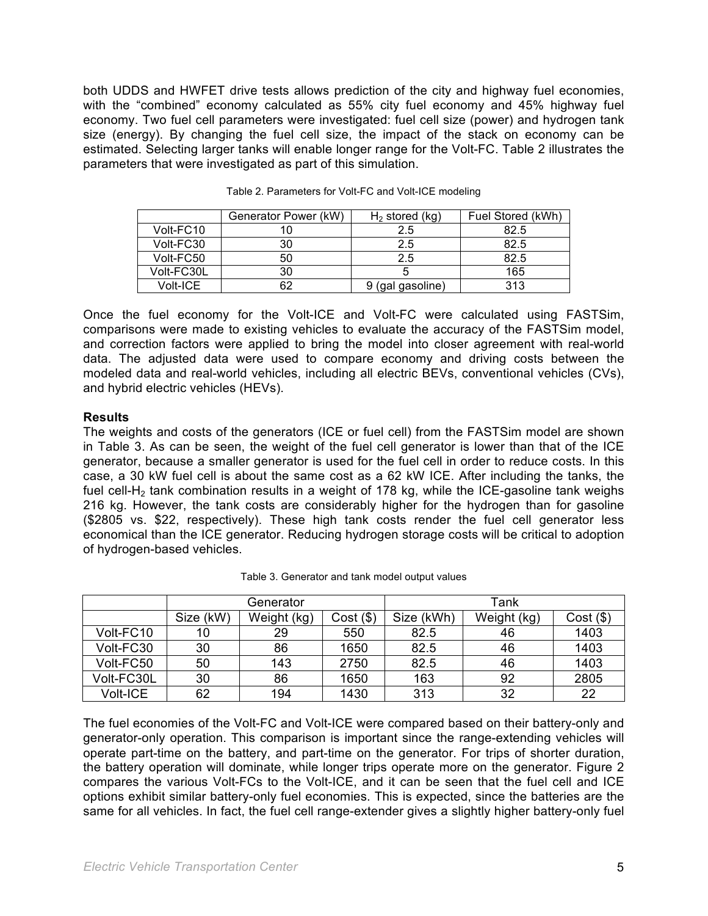both UDDS and HWFET drive tests allows prediction of the city and highway fuel economies, with the "combined" economy calculated as 55% city fuel economy and 45% highway fuel economy. Two fuel cell parameters were investigated: fuel cell size (power) and hydrogen tank size (energy). By changing the fuel cell size, the impact of the stack on economy can be estimated. Selecting larger tanks will enable longer range for the Volt-FC. Table 2 illustrates the parameters that were investigated as part of this simulation.

Table 2. Parameters for Volt-FC and Volt-ICE modeling

| | Generator Power (kW) | $H_2$ stored (kg) | Fuel Stored (kWh) |
|---|---|---|---|
| Volt-FC10 | 10 | 2.5 | 82.5 |
| Volt-FC30 | 30 | 2.5 | 82.5 |
| Volt-FC50 | 50 | 2.5 | 82.5 |
| Volt-FC30L | 30 | 5 | 165 |
| Volt-ICE | 62 | 9 (gal gasoline) | 313 |

Once the fuel economy for the Volt-ICE and Volt-FC were calculated using FASTSim, comparisons were made to existing vehicles to evaluate the accuracy of the FASTSim model, and correction factors were applied to bring the model into closer agreement with real-world data. The adjusted data were used to compare economy and driving costs between the modeled data and real-world vehicles, including all electric BEVs, conventional vehicles (CVs), and hybrid electric vehicles (HEVs).

**Results**

The weights and costs of the generators (ICE or fuel cell) from the FASTSim model are shown in Table 3. As can be seen, the weight of the fuel cell generator is lower than that of the ICE generator, because a smaller generator is used for the fuel cell in order to reduce costs. In this case, a 30 kW fuel cell is about the same cost as a 62 kW ICE. After including the tanks, the fuel cell-$H_2$ tank combination results in a weight of 178 kg, while the ICE-gasoline tank weighs 216 kg. However, the tank costs are considerably higher for the hydrogen than for gasoline ($2805 vs. $22, respectively). These high tank costs render the fuel cell generator less economical than the ICE generator. Reducing hydrogen storage costs will be critical to adoption of hydrogen-based vehicles.

Table 3. Generator and tank model output values

| | Generator | | | Tank | | |
|---|---|---|---|---|---|---|
| | Size (kW) | Weight (kg) | Cost ($) | Size (kWh) | Weight (kg) | Cost ($) |
| Volt-FC10 | 10 | 29 | 550 | 82.5 | 46 | 1403 |
| Volt-FC30 | 30 | 86 | 1650 | 82.5 | 46 | 1403 |
| Volt-FC50 | 50 | 143 | 2750 | 82.5 | 46 | 1403 |
| Volt-FC30L | 30 | 86 | 1650 | 163 | 92 | 2805 |
| Volt-ICE | 62 | 194 | 1430 | 313 | 32 | 22 |

The fuel economies of the Volt-FC and Volt-ICE were compared based on their battery-only and generator-only operation. This comparison is important since the range-extending vehicles will operate part-time on the battery, and part-time on the generator. For trips of shorter duration, the battery operation will dominate, while longer trips operate more on the generator. Figure 2 compares the various Volt-FCs to the Volt-ICE, and it can be seen that the fuel cell and ICE options exhibit similar battery-only fuel economies. This is expected, since the batteries are the same for all vehicles. In fact, the fuel cell range-extender gives a slightly higher battery-only fuel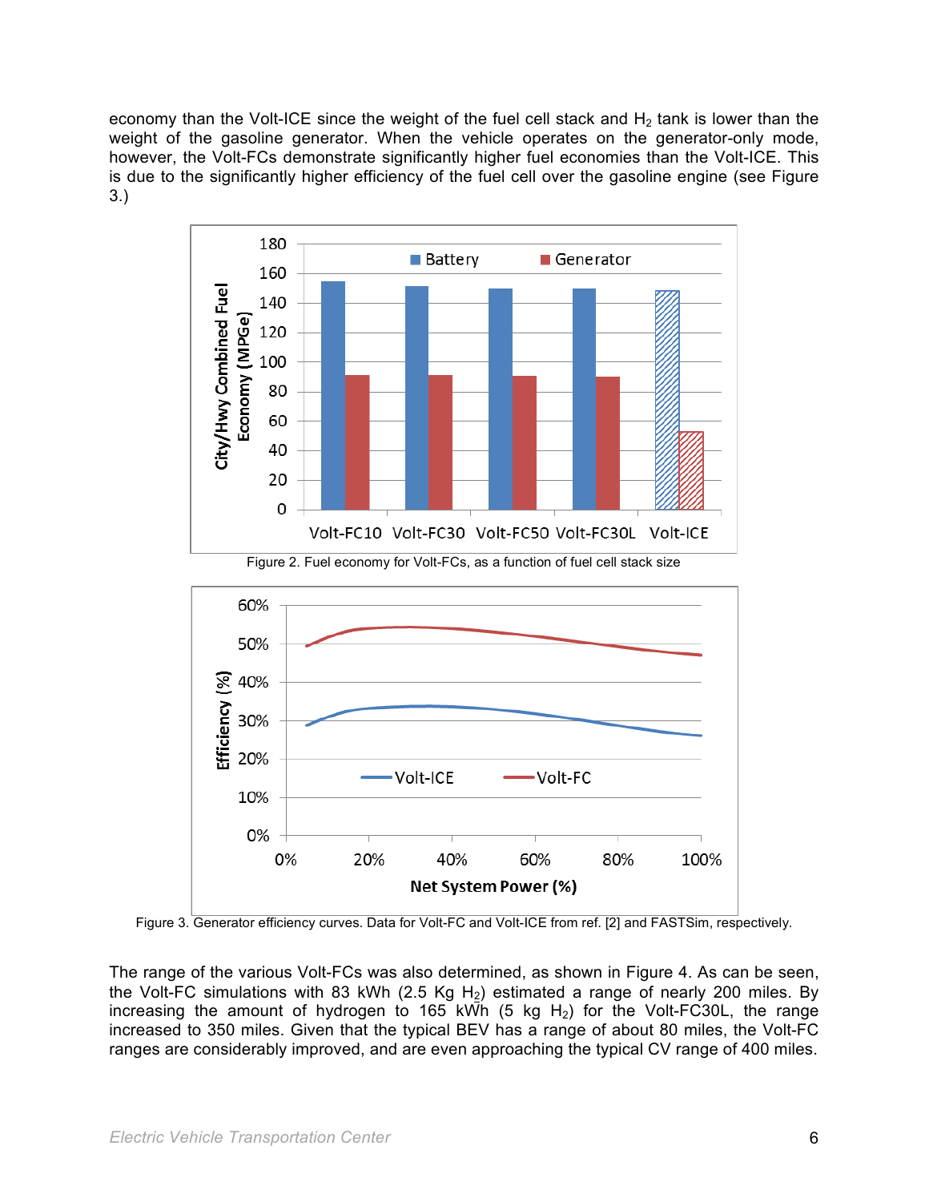economy than the Volt-ICE since the weight of the fuel cell stack and $H_2$ tank is lower than the weight of the gasoline generator. When the vehicle operates on the generator-only mode, however, the Volt-FCs demonstrate significantly higher fuel economies than the Volt-ICE. This is due to the significantly higher efficiency of the fuel cell over the gasoline engine (see Figure 3.)

Figure 2. Fuel economy for Volt-FCs, as a function of fuel cell stack size

Figure 3. Generator efficiency curves. Data for Volt-FC and Volt-ICE from ref. [2] and FASTSim, respectively.

The range of the various Volt-FCs was also determined, as shown in Figure 4. As can be seen, the Volt-FC simulations with 83 kWh (2.5 Kg $H_2$) estimated a range of nearly 200 miles. By increasing the amount of hydrogen to 165 kWh (5 kg $H_2$) for the Volt-FC30L, the range increased to 350 miles. Given that the typical BEV has a range of about 80 miles, the Volt-FC ranges are considerably improved, and are even approaching the typical CV range of 400 miles.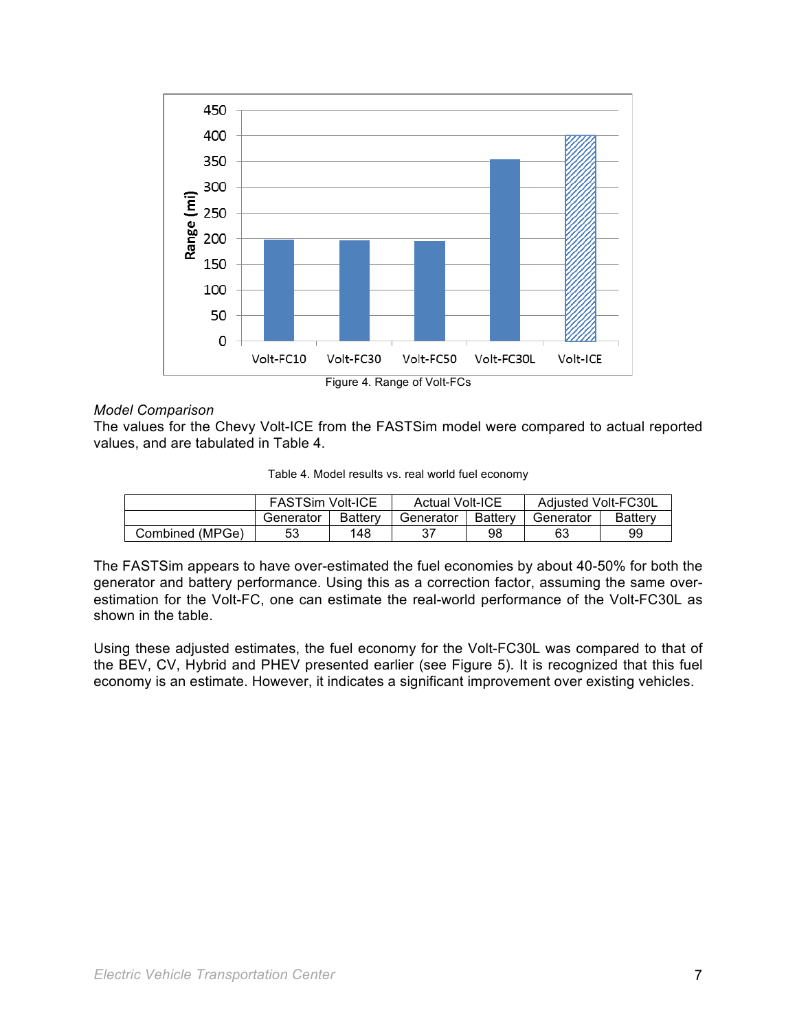Figure 4. Range of Volt-FCs

*Model Comparison*

The values for the Chevy Volt-ICE from the FASTSim model were compared to actual reported values, and are tabulated in Table 4.

Table 4. Model results vs. real world fuel economy

| | FASTSim Volt-ICE | | Actual Volt-ICE | | Adjusted Volt-FC30L | |
|---|---|---|---|---|---|---|
| | Generator | Battery | Generator | Battery | Generator | Battery |
| Combined (MPGe) | 53 | 148 | 37 | 98 | 63 | 99 |

The FASTSim appears to have over-estimated the fuel economies by about 40-50% for both the generator and battery performance. Using this as a correction factor, assuming the same over-estimation for the Volt-FC, one can estimate the real-world performance of the Volt-FC30L as shown in the table.

Using these adjusted estimates, the fuel economy for the Volt-FC30L was compared to that of the BEV, CV, Hybrid and PHEV presented earlier (see Figure 5). It is recognized that this fuel economy is an estimate. However, it indicates a significant improvement over existing vehicles.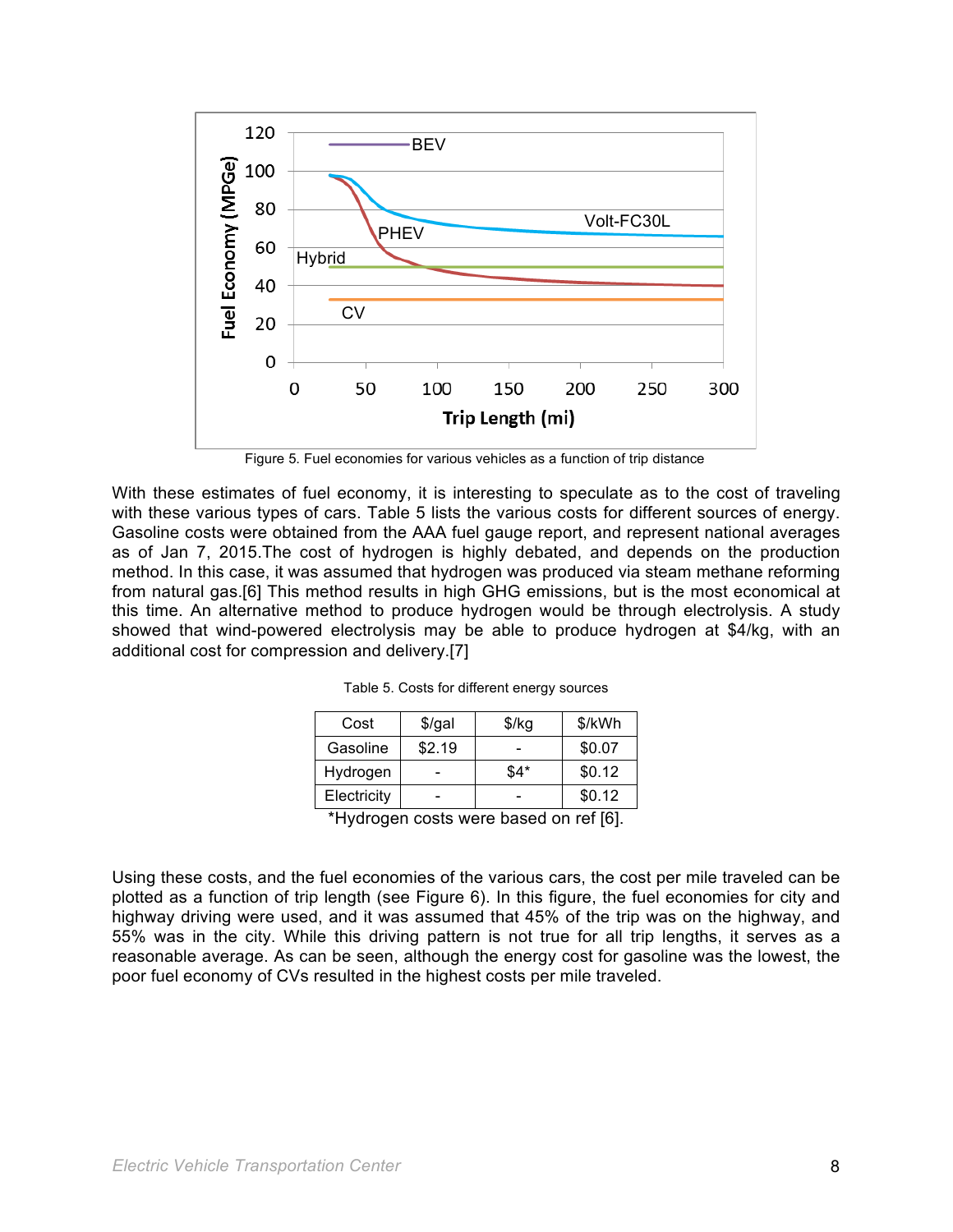Figure 5. Fuel economies for various vehicles as a function of trip distance

With these estimates of fuel economy, it is interesting to speculate as to the cost of traveling with these various types of cars. Table 5 lists the various costs for different sources of energy. Gasoline costs were obtained from the AAA fuel gauge report, and represent national averages as of Jan 7, 2015.The cost of hydrogen is highly debated, and depends on the production method. In this case, it was assumed that hydrogen was produced via steam methane reforming from natural gas.[6] This method results in high GHG emissions, but is the most economical at this time. An alternative method to produce hydrogen would be through electrolysis. A study showed that wind-powered electrolysis may be able to produce hydrogen at $4/kg, with an additional cost for compression and delivery.[7]

Table 5. Costs for different energy sources

| Cost | $/gal | $/kg | $/kWh |
|---|---|---|---|
| Gasoline | $2.19 | - | $0.07 |
| Hydrogen | - | $4* | $0.12 |
| Electricity | - | - | $0.12 |

*Hydrogen costs were based on ref [6].

Using these costs, and the fuel economies of the various cars, the cost per mile traveled can be plotted as a function of trip length (see Figure 6). In this figure, the fuel economies for city and highway driving were used, and it was assumed that 45% of the trip was on the highway, and 55% was in the city. While this driving pattern is not true for all trip lengths, it serves as a reasonable average. As can be seen, although the energy cost for gasoline was the lowest, the poor fuel economy of CVs resulted in the highest costs per mile traveled.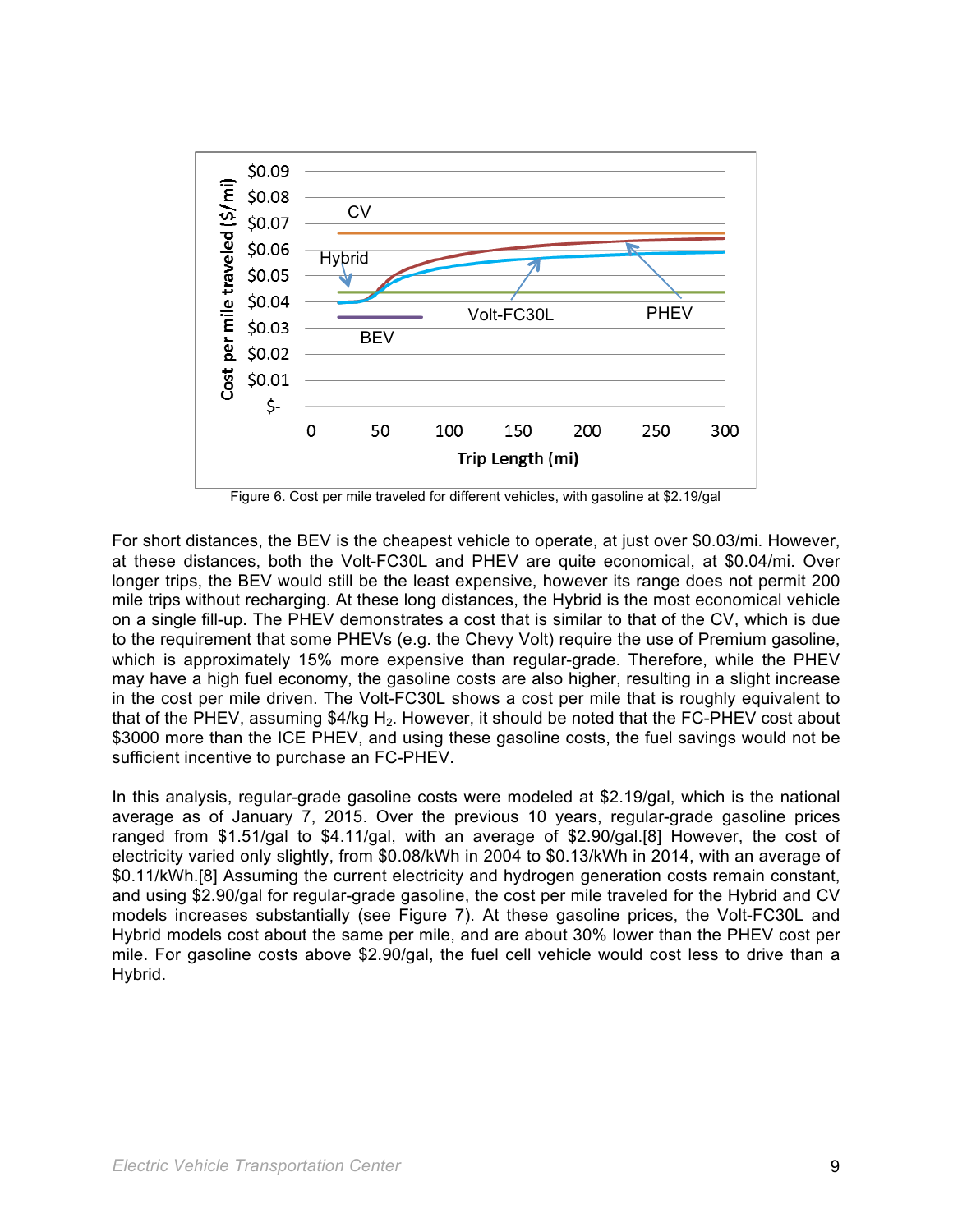Figure 6. Cost per mile traveled for different vehicles, with gasoline at \$2.19/gal

For short distances, the BEV is the cheapest vehicle to operate, at just over \$0.03/mi. However, at these distances, both the Volt-FC30L and PHEV are quite economical, at \$0.04/mi. Over longer trips, the BEV would still be the least expensive, however its range does not permit 200 mile trips without recharging. At these long distances, the Hybrid is the most economical vehicle on a single fill-up. The PHEV demonstrates a cost that is similar to that of the CV, which is due to the requirement that some PHEVs (e.g. the Chevy Volt) require the use of Premium gasoline, which is approximately 15% more expensive than regular-grade. Therefore, while the PHEV may have a high fuel economy, the gasoline costs are also higher, resulting in a slight increase in the cost per mile driven. The Volt-FC30L shows a cost per mile that is roughly equivalent to that of the PHEV, assuming \$4/kg $H_2$. However, it should be noted that the FC-PHEV cost about \$3000 more than the ICE PHEV, and using these gasoline costs, the fuel savings would not be sufficient incentive to purchase an FC-PHEV.

In this analysis, regular-grade gasoline costs were modeled at \$2.19/gal, which is the national average as of January 7, 2015. Over the previous 10 years, regular-grade gasoline prices ranged from \$1.51/gal to \$4.11/gal, with an average of \$2.90/gal.[8] However, the cost of electricity varied only slightly, from \$0.08/kWh in 2004 to \$0.13/kWh in 2014, with an average of \$0.11/kWh.[8] Assuming the current electricity and hydrogen generation costs remain constant, and using \$2.90/gal for regular-grade gasoline, the cost per mile traveled for the Hybrid and CV models increases substantially (see Figure 7). At these gasoline prices, the Volt-FC30L and Hybrid models cost about the same per mile, and are about 30% lower than the PHEV cost per mile. For gasoline costs above \$2.90/gal, the fuel cell vehicle would cost less to drive than a Hybrid.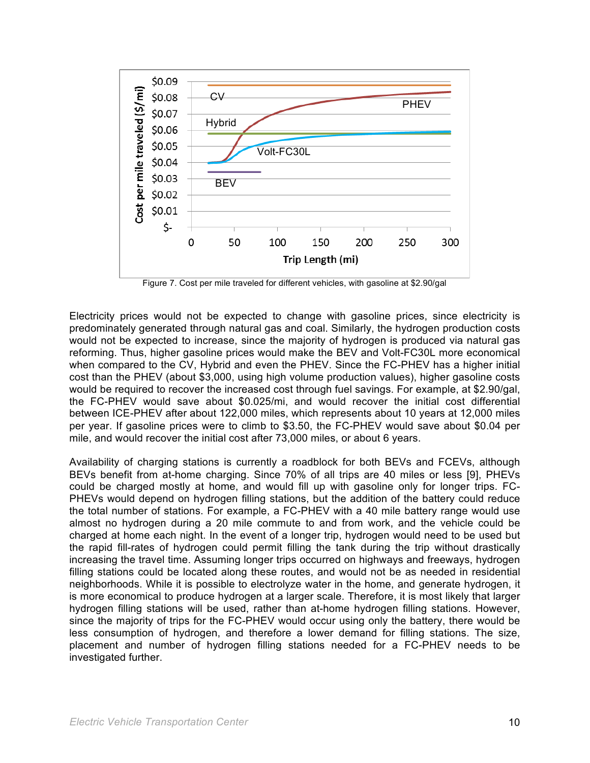Figure 7. Cost per mile traveled for different vehicles, with gasoline at $2.90/gal

Electricity prices would not be expected to change with gasoline prices, since electricity is predominately generated through natural gas and coal. Similarly, the hydrogen production costs would not be expected to increase, since the majority of hydrogen is produced via natural gas reforming. Thus, higher gasoline prices would make the BEV and Volt-FC30L more economical when compared to the CV, Hybrid and even the PHEV. Since the FC-PHEV has a higher initial cost than the PHEV (about $3,000, using high volume production values), higher gasoline costs would be required to recover the increased cost through fuel savings. For example, at $2.90/gal, the FC-PHEV would save about $0.025/mi, and would recover the initial cost differential between ICE-PHEV after about 122,000 miles, which represents about 10 years at 12,000 miles per year. If gasoline prices were to climb to $3.50, the FC-PHEV would save about $0.04 per mile, and would recover the initial cost after 73,000 miles, or about 6 years.

Availability of charging stations is currently a roadblock for both BEVs and FCEVs, although BEVs benefit from at-home charging. Since 70% of all trips are 40 miles or less [9], PHEVs could be charged mostly at home, and would fill up with gasoline only for longer trips. FC-PHEVs would depend on hydrogen filling stations, but the addition of the battery could reduce the total number of stations. For example, a FC-PHEV with a 40 mile battery range would use almost no hydrogen during a 20 mile commute to and from work, and the vehicle could be charged at home each night. In the event of a longer trip, hydrogen would need to be used but the rapid fill-rates of hydrogen could permit filling the tank during the trip without drastically increasing the travel time. Assuming longer trips occurred on highways and freeways, hydrogen filling stations could be located along these routes, and would not be as needed in residential neighborhoods. While it is possible to electrolyze water in the home, and generate hydrogen, it is more economical to produce hydrogen at a larger scale. Therefore, it is most likely that larger hydrogen filling stations will be used, rather than at-home hydrogen filling stations. However, since the majority of trips for the FC-PHEV would occur using only the battery, there would be less consumption of hydrogen, and therefore a lower demand for filling stations. The size, placement and number of hydrogen filling stations needed for a FC-PHEV needs to be investigated further.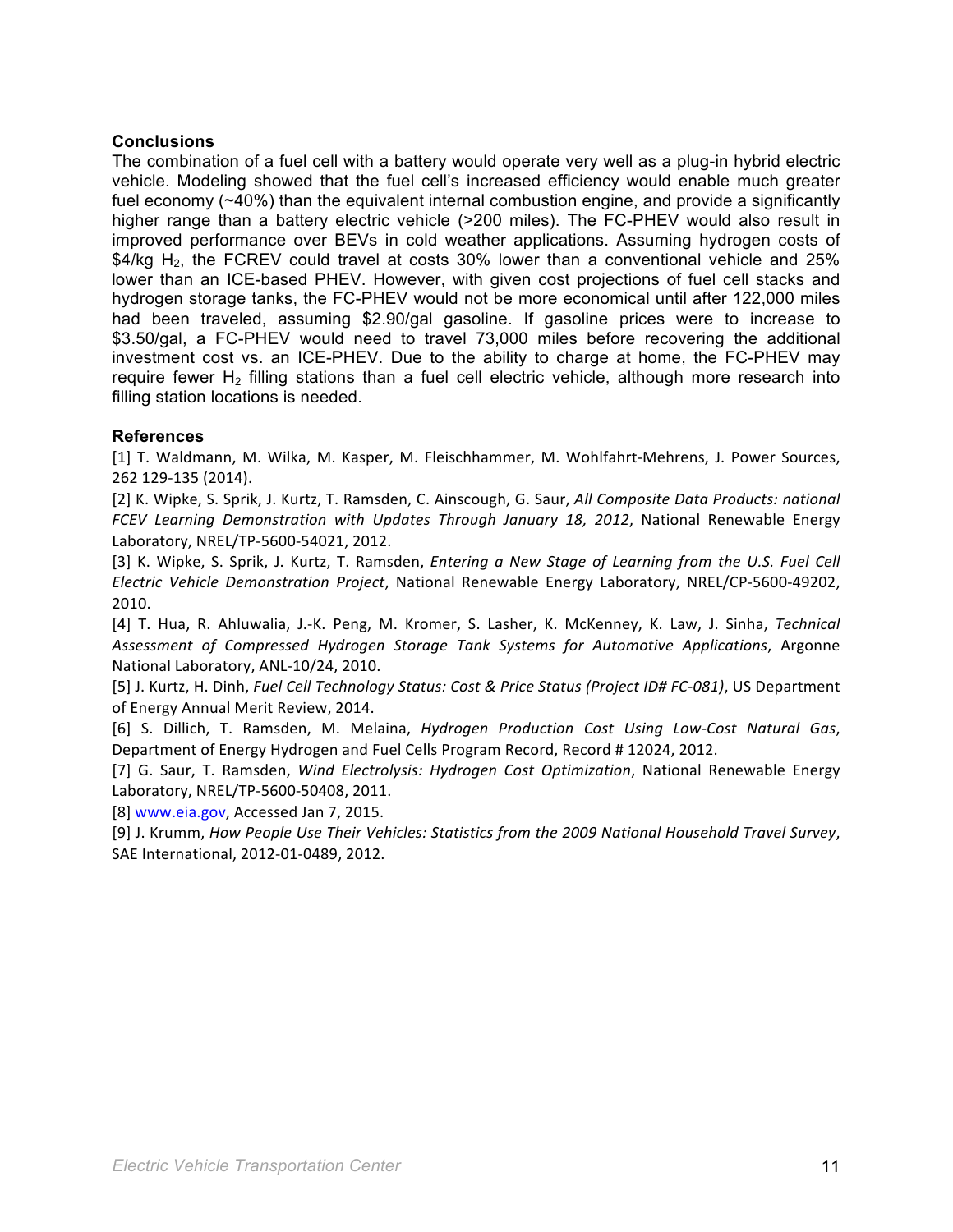## Conclusions

The combination of a fuel cell with a battery would operate very well as a plug-in hybrid electric vehicle. Modeling showed that the fuel cell's increased efficiency would enable much greater fuel economy (~40%) than the equivalent internal combustion engine, and provide a significantly higher range than a battery electric vehicle (>200 miles). The FC-PHEV would also result in improved performance over BEVs in cold weather applications. Assuming hydrogen costs of $4/kg $H_2$, the FCREV could travel at costs 30% lower than a conventional vehicle and 25% lower than an ICE-based PHEV. However, with given cost projections of fuel cell stacks and hydrogen storage tanks, the FC-PHEV would not be more economical until after 122,000 miles had been traveled, assuming $2.90/gal gasoline. If gasoline prices were to increase to $3.50/gal, a FC-PHEV would need to travel 73,000 miles before recovering the additional investment cost vs. an ICE-PHEV. Due to the ability to charge at home, the FC-PHEV may require fewer $H_2$ filling stations than a fuel cell electric vehicle, although more research into filling station locations is needed.

## References

[1] T. Waldmann, M. Wilka, M. Kasper, M. Fleischhammer, M. Wohlfahrt-Mehrens, J. Power Sources, 262 129-135 (2014).

[2] K. Wipke, S. Sprik, J. Kurtz, T. Ramsden, C. Ainscough, G. Saur, *All Composite Data Products: national FCEV Learning Demonstration with Updates Through January 18, 2012*, National Renewable Energy Laboratory, NREL/TP-5600-54021, 2012.

[3] K. Wipke, S. Sprik, J. Kurtz, T. Ramsden, *Entering a New Stage of Learning from the U.S. Fuel Cell Electric Vehicle Demonstration Project*, National Renewable Energy Laboratory, NREL/CP-5600-49202, 2010.

[4] T. Hua, R. Ahluwalia, J.-K. Peng, M. Kromer, S. Lasher, K. McKenney, K. Law, J. Sinha, *Technical Assessment of Compressed Hydrogen Storage Tank Systems for Automotive Applications*, Argonne National Laboratory, ANL-10/24, 2010.

[5] J. Kurtz, H. Dinh, *Fuel Cell Technology Status: Cost & Price Status (Project ID# FC-081)*, US Department of Energy Annual Merit Review, 2014.

[6] S. Dillich, T. Ramsden, M. Melaina, *Hydrogen Production Cost Using Low-Cost Natural Gas*, Department of Energy Hydrogen and Fuel Cells Program Record, Record # 12024, 2012.

[7] G. Saur, T. Ramsden, *Wind Electrolysis: Hydrogen Cost Optimization*, National Renewable Energy Laboratory, NREL/TP-5600-50408, 2011.

[8] www.eia.gov, Accessed Jan 7, 2015.

[9] J. Krumm, *How People Use Their Vehicles: Statistics from the 2009 National Household Travel Survey*, SAE International, 2012-01-0489, 2012.